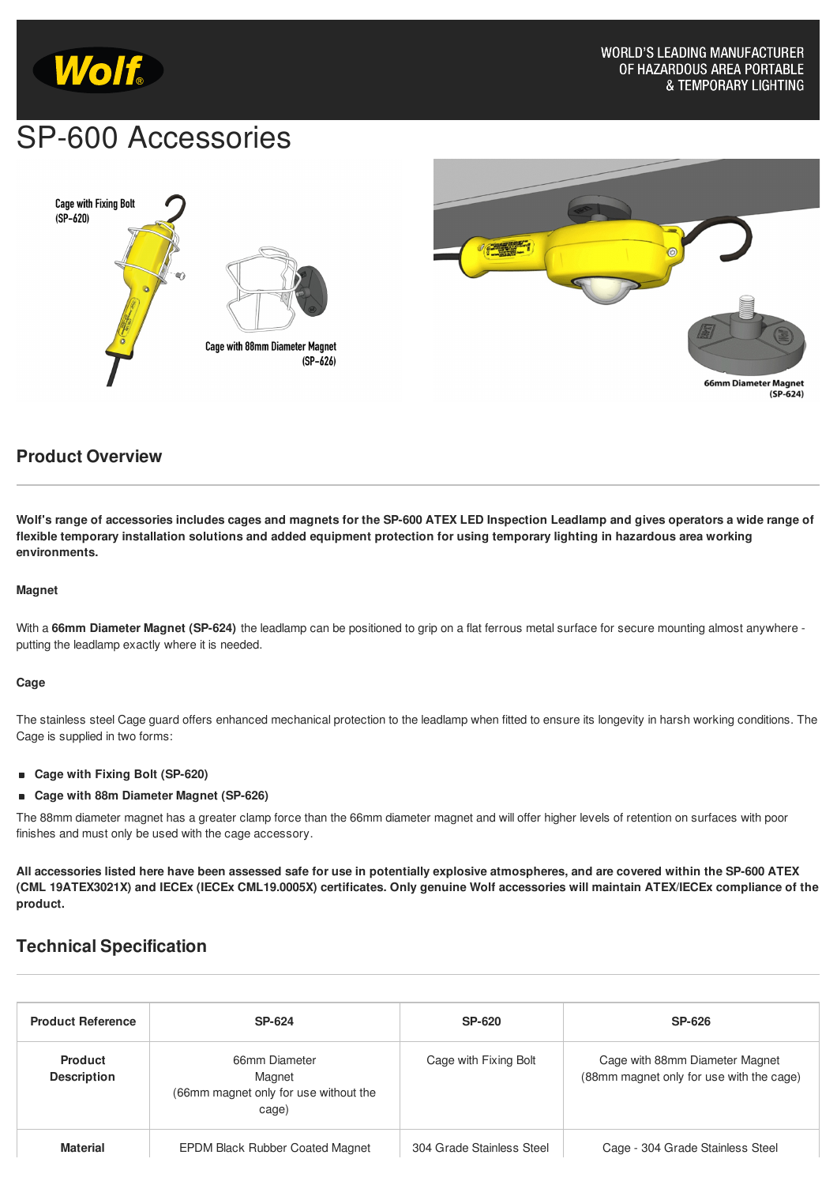# SP-600 Accessories

Cage with Fixing Bolt
(SP-620)

Cage with 88mm Diameter Magnet
(SP-626)

66mm Diameter Magnet
(SP-624)

## Product Overview

**Wolf's range of accessories includes cages and magnets for the SP-600 ATEX LED Inspection Leadlamp and gives operators a wide range of flexible temporary installation solutions and added equipment protection for using temporary lighting in hazardous area working environments.**

**Magnet**

With a **66mm Diameter Magnet (SP-624)** the leadlamp can be positioned to grip on a flat ferrous metal surface for secure mounting almost anywhere - putting the leadlamp exactly where it is needed.

**Cage**

The stainless steel Cage guard offers enhanced mechanical protection to the leadlamp when fitted to ensure its longevity in harsh working conditions. The Cage is supplied in two forms:

- **Cage with Fixing Bolt (SP-620)**
- **Cage with 88m Diameter Magnet (SP-626)**

The 88mm diameter magnet has a greater clamp force than the 66mm diameter magnet and will offer higher levels of retention on surfaces with poor finishes and must only be used with the cage accessory.

**All accessories listed here have been assessed safe for use in potentially explosive atmospheres, and are covered within the SP-600 ATEX (CML 19ATEX3021X) and IECEx (IECEx CML19.0005X) certificates. Only genuine Wolf accessories will maintain ATEX/IECEx compliance of the product.**

## Technical Specification

| Product Reference | SP-624 | SP-620 | SP-626 |
|---|---|---|---|
| Product Description | 66mm Diameter Magnet (66mm magnet only for use without the cage) | Cage with Fixing Bolt | Cage with 88mm Diameter Magnet (88mm magnet only for use with the cage) |
| Material | EPDM Black Rubber Coated Magnet | 304 Grade Stainless Steel | Cage - 304 Grade Stainless Steel |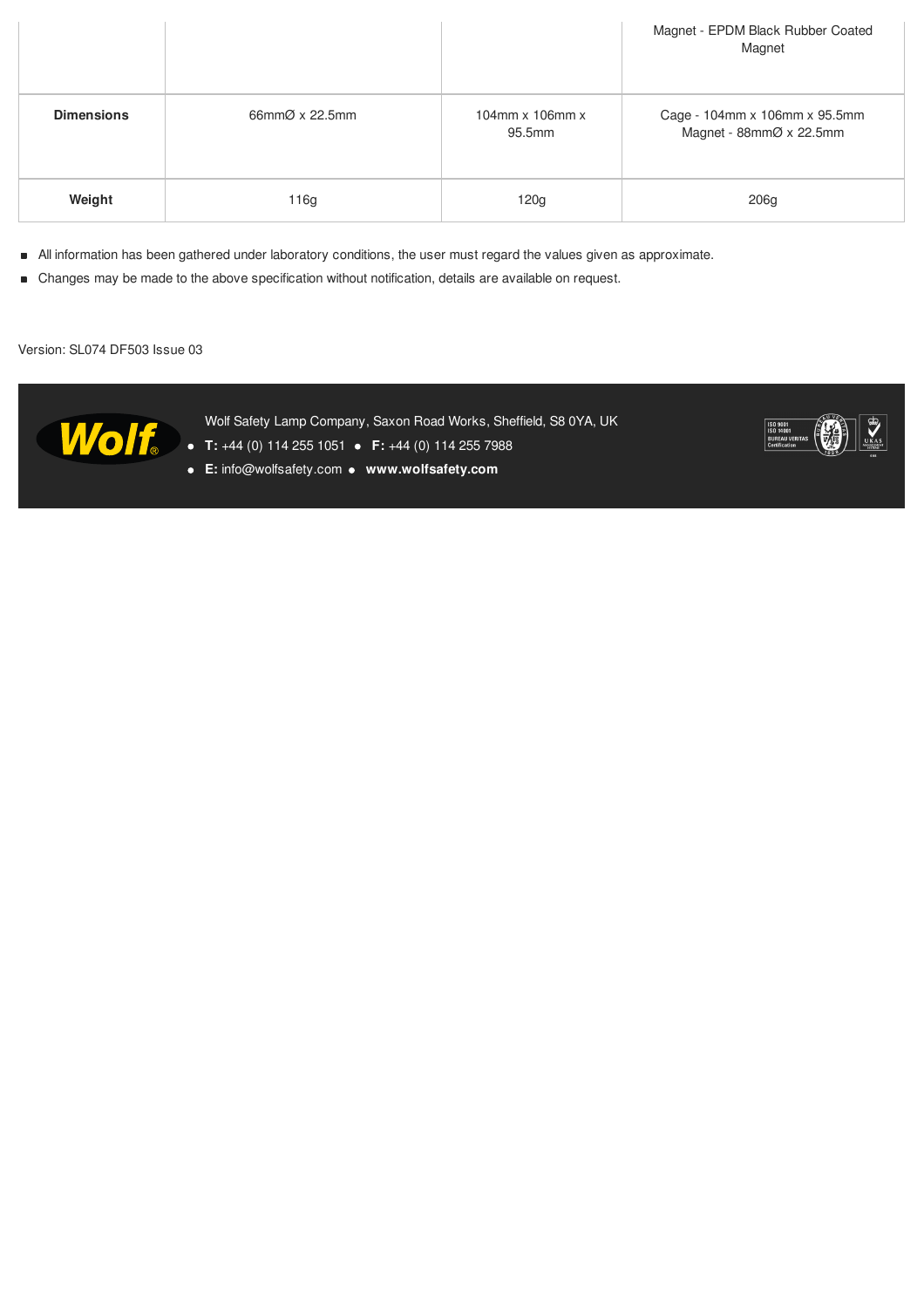| | | | |
|---|---|---|---|
| | | | Magnet - EPDM Black Rubber Coated Magnet |
| **Dimensions** | 66mmØ x 22.5mm | 104mm x 106mm x 95.5mm | Cage - 104mm x 106mm x 95.5mm Magnet - 88mmØ x 22.5mm |
| **Weight** | 116g | 120g | 206g |

- All information has been gathered under laboratory conditions, the user must regard the values given as approximate.
- Changes may be made to the above specification without notification, details are available on request.

Version: SL074 DF503 Issue 03

Wolf Safety Lamp Company, Saxon Road Works, Sheffield, S8 0YA, UK

- **T:** +44 (0) 114 255 1051 • **F:** +44 (0) 114 255 7988
- **E:** info@wolfsafety.com • **www.wolfsafety.com**